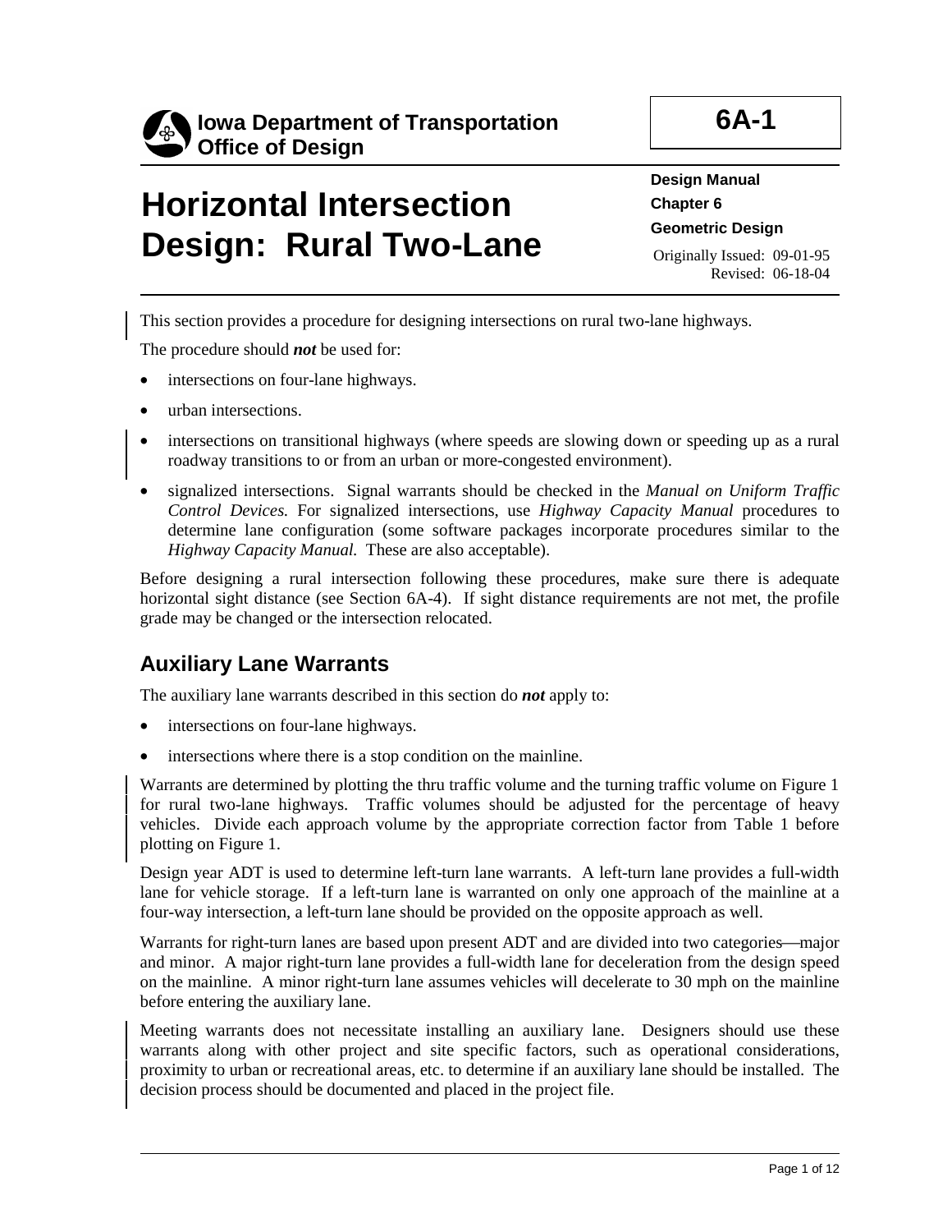Iowa Department of Transportation
Office of Design

**6A-1**

# Horizontal Intersection Design: Rural Two-Lane

**Design Manual**
**Chapter 6**
**Geometric Design**

Originally Issued: 09-01-95
Revised: 06-18-04

This section provides a procedure for designing intersections on rural two-lane highways.

The procedure should ***not*** be used for:

- intersections on four-lane highways.
- urban intersections.
- intersections on transitional highways (where speeds are slowing down or speeding up as a rural roadway transitions to or from an urban or more-congested environment).
- signalized intersections. Signal warrants should be checked in the *Manual on Uniform Traffic Control Devices.* For signalized intersections, use *Highway Capacity Manual* procedures to determine lane configuration (some software packages incorporate procedures similar to the *Highway Capacity Manual.* These are also acceptable).

Before designing a rural intersection following these procedures, make sure there is adequate horizontal sight distance (see Section 6A-4). If sight distance requirements are not met, the profile grade may be changed or the intersection relocated.

## Auxiliary Lane Warrants

The auxiliary lane warrants described in this section do ***not*** apply to:

- intersections on four-lane highways.
- intersections where there is a stop condition on the mainline.

Warrants are determined by plotting the thru traffic volume and the turning traffic volume on Figure 1 for rural two-lane highways. Traffic volumes should be adjusted for the percentage of heavy vehicles. Divide each approach volume by the appropriate correction factor from Table 1 before plotting on Figure 1.

Design year ADT is used to determine left-turn lane warrants. A left-turn lane provides a full-width lane for vehicle storage. If a left-turn lane is warranted on only one approach of the mainline at a four-way intersection, a left-turn lane should be provided on the opposite approach as well.

Warrants for right-turn lanes are based upon present ADT and are divided into two categories—major and minor. A major right-turn lane provides a full-width lane for deceleration from the design speed on the mainline. A minor right-turn lane assumes vehicles will decelerate to 30 mph on the mainline before entering the auxiliary lane.

Meeting warrants does not necessitate installing an auxiliary lane. Designers should use these warrants along with other project and site specific factors, such as operational considerations, proximity to urban or recreational areas, etc. to determine if an auxiliary lane should be installed. The decision process should be documented and placed in the project file.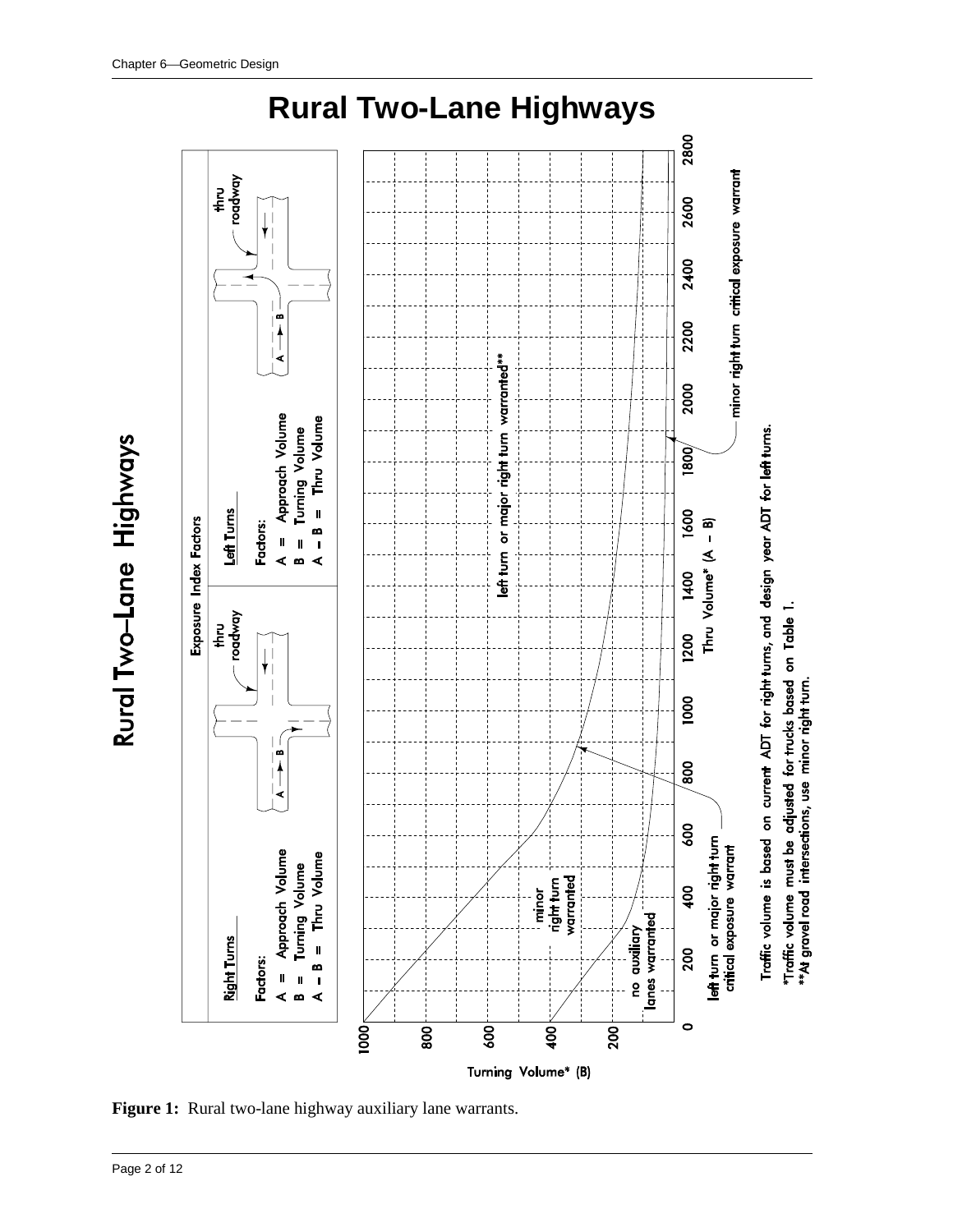# Rural Two-Lane Highways

Rural Two–Lane Highways

Exposure Index Factors

**Right Turns**

Factors:
A = Approach Volume
B = Turning Volume
A – B = Thru Volume

**Left Turns**

Factors:
A = Approach Volume
B = Turning Volume
A – B = Thru Volume

thru roadway

no auxiliary lanes warranted

minor right turn warranted

left turn or major right turn warranted**

left turn or major right turn critical exposure warrant

minor right turn critical exposure warrant

Turning Volume* (B)

Thru Volume* (A – B)

Traffic volume is based on current ADT for right turns, and design year ADT for left turns.

*Traffic volume must be adjusted for trucks based on Table 1.
**At gravel road intersections, use minor right turn.

**Figure 1:** Rural two-lane highway auxiliary lane warrants.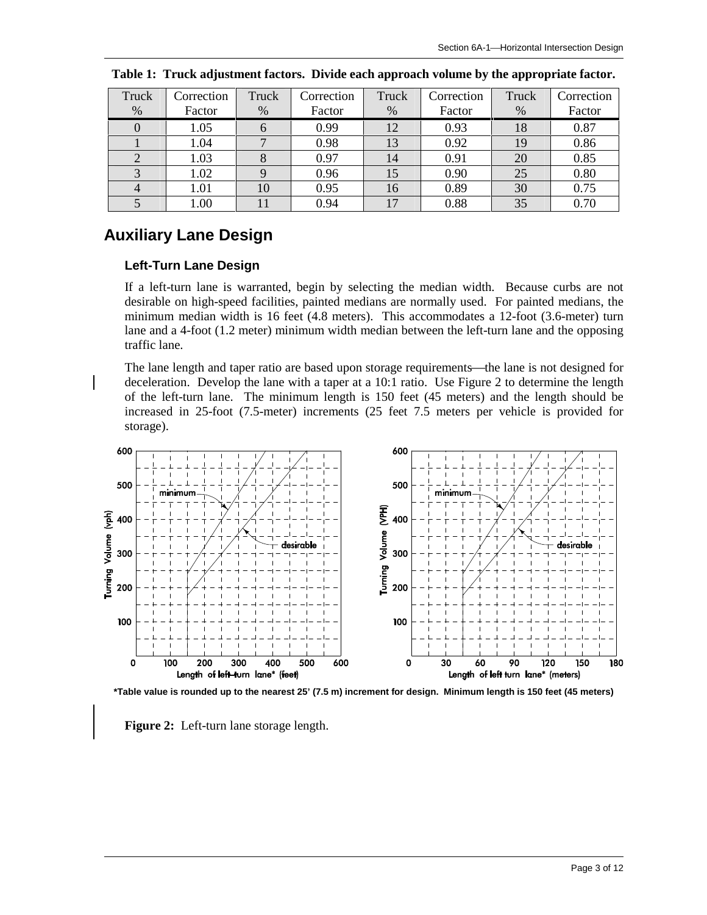**Table 1: Truck adjustment factors. Divide each approach volume by the appropriate factor.**

| Truck % | Correction Factor | Truck % | Correction Factor | Truck % | Correction Factor | Truck % | Correction Factor |
|---|---|---|---|---|---|---|---|
| 0 | 1.05 | 6 | 0.99 | 12 | 0.93 | 18 | 0.87 |
| 1 | 1.04 | 7 | 0.98 | 13 | 0.92 | 19 | 0.86 |
| 2 | 1.03 | 8 | 0.97 | 14 | 0.91 | 20 | 0.85 |
| 3 | 1.02 | 9 | 0.96 | 15 | 0.90 | 25 | 0.80 |
| 4 | 1.01 | 10 | 0.95 | 16 | 0.89 | 30 | 0.75 |
| 5 | 1.00 | 11 | 0.94 | 17 | 0.88 | 35 | 0.70 |

## Auxiliary Lane Design

### Left-Turn Lane Design

If a left-turn lane is warranted, begin by selecting the median width. Because curbs are not desirable on high-speed facilities, painted medians are normally used. For painted medians, the minimum median width is 16 feet (4.8 meters). This accommodates a 12-foot (3.6-meter) turn lane and a 4-foot (1.2 meter) minimum width median between the left-turn lane and the opposing traffic lane.

The lane length and taper ratio are based upon storage requirements—the lane is not designed for deceleration. Develop the lane with a taper at a 10:1 ratio. Use Figure 2 to determine the length of the left-turn lane. The minimum length is 150 feet (45 meters) and the length should be increased in 25-foot (7.5-meter) increments (25 feet 7.5 meters per vehicle is provided for storage).

*Table value is rounded up to the nearest 25' (7.5 m) increment for design. Minimum length is 150 feet (45 meters)

**Figure 2:** Left-turn lane storage length.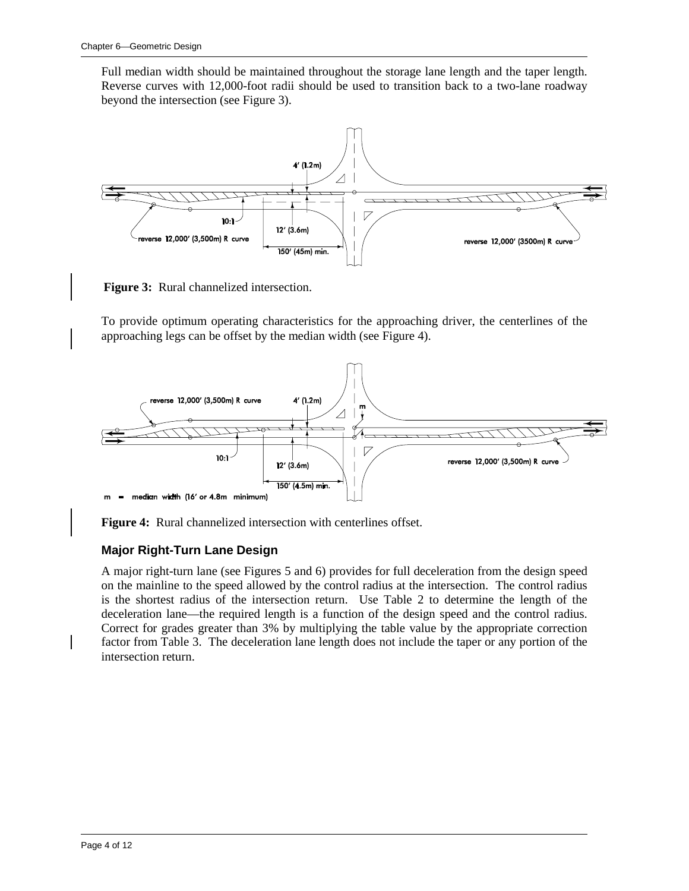Full median width should be maintained throughout the storage lane length and the taper length. Reverse curves with 12,000-foot radii should be used to transition back to a two-lane roadway beyond the intersection (see Figure 3).

**Figure 3:** Rural channelized intersection.

To provide optimum operating characteristics for the approaching driver, the centerlines of the approaching legs can be offset by the median width (see Figure 4).

**Figure 4:** Rural channelized intersection with centerlines offset.

### Major Right-Turn Lane Design

A major right-turn lane (see Figures 5 and 6) provides for full deceleration from the design speed on the mainline to the speed allowed by the control radius at the intersection. The control radius is the shortest radius of the intersection return. Use Table 2 to determine the length of the deceleration lane—the required length is a function of the design speed and the control radius. Correct for grades greater than 3% by multiplying the table value by the appropriate correction factor from Table 3. The deceleration lane length does not include the taper or any portion of the intersection return.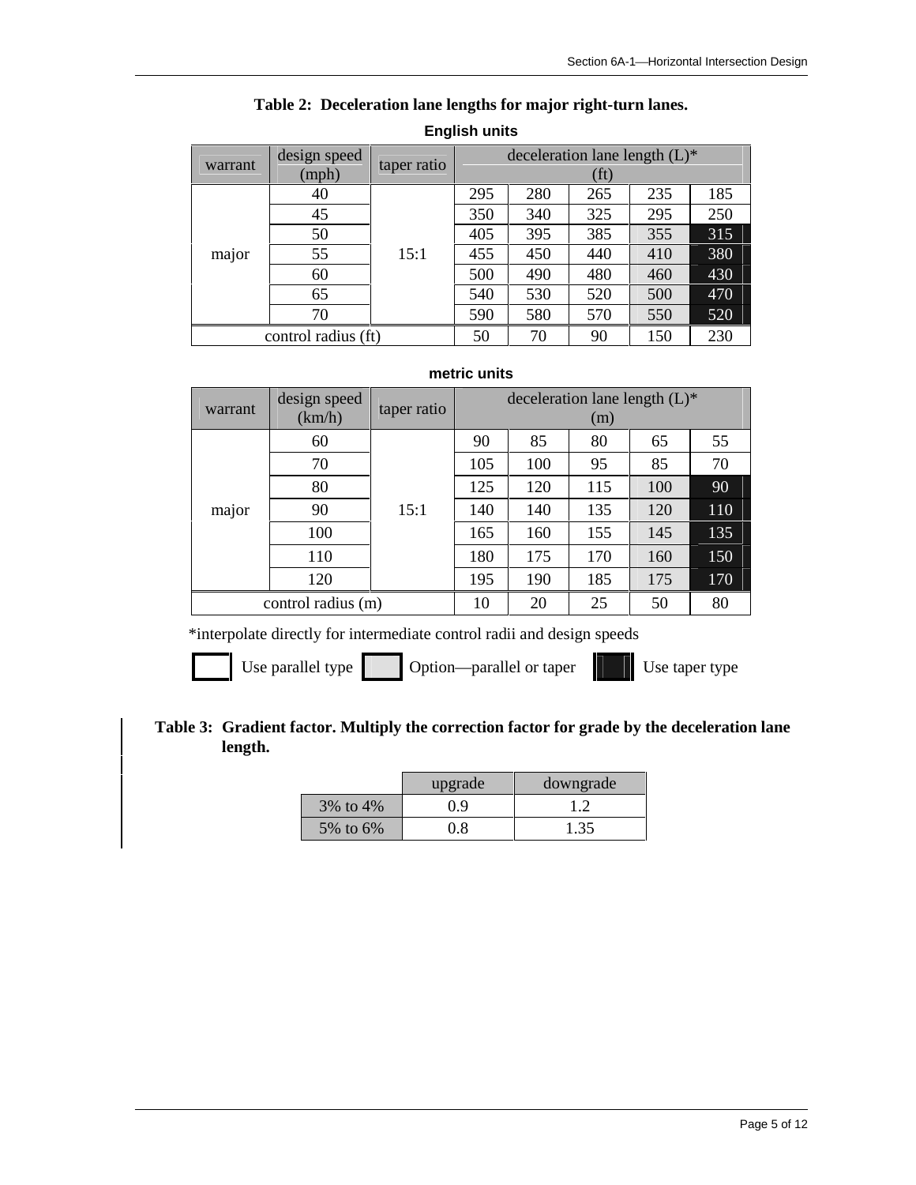**Table 2: Deceleration lane lengths for major right-turn lanes.**

**English units**

| warrant | design speed (mph) | taper ratio | deceleration lane length (L)* (ft) | | | | |
|---|---|---|---|---|---|---|---|
| major | 40 | 15:1 | 295 | 280 | 265 | 235 | 185 |
| | 45 | | 350 | 340 | 325 | 295 | 250 |
| | 50 | | 405 | 395 | 385 | 355 | 315 |
| | 55 | | 455 | 450 | 440 | 410 | 380 |
| | 60 | | 500 | 490 | 480 | 460 | 430 |
| | 65 | | 540 | 530 | 520 | 500 | 470 |
| | 70 | | 590 | 580 | 570 | 550 | 520 |
| control radius (ft) | | | 50 | 70 | 90 | 150 | 230 |

**metric units**

| warrant | design speed (km/h) | taper ratio | deceleration lane length (L)* (m) | | | | |
|---|---|---|---|---|---|---|---|
| major | 60 | 15:1 | 90 | 85 | 80 | 65 | 55 |
| | 70 | | 105 | 100 | 95 | 85 | 70 |
| | 80 | | 125 | 120 | 115 | 100 | 90 |
| | 90 | | 140 | 140 | 135 | 120 | 110 |
| | 100 | | 165 | 160 | 155 | 145 | 135 |
| | 110 | | 180 | 175 | 170 | 160 | 150 |
| | 120 | | 195 | 190 | 185 | 175 | 170 |
| control radius (m) | | | 10 | 20 | 25 | 50 | 80 |

*interpolate directly for intermediate control radii and design speeds

Use parallel type — Option—parallel or taper — Use taper type

**Table 3: Gradient factor. Multiply the correction factor for grade by the deceleration lane length.**

| | upgrade | downgrade |
|---|---|---|
| 3% to 4% | 0.9 | 1.2 |
| 5% to 6% | 0.8 | 1.35 |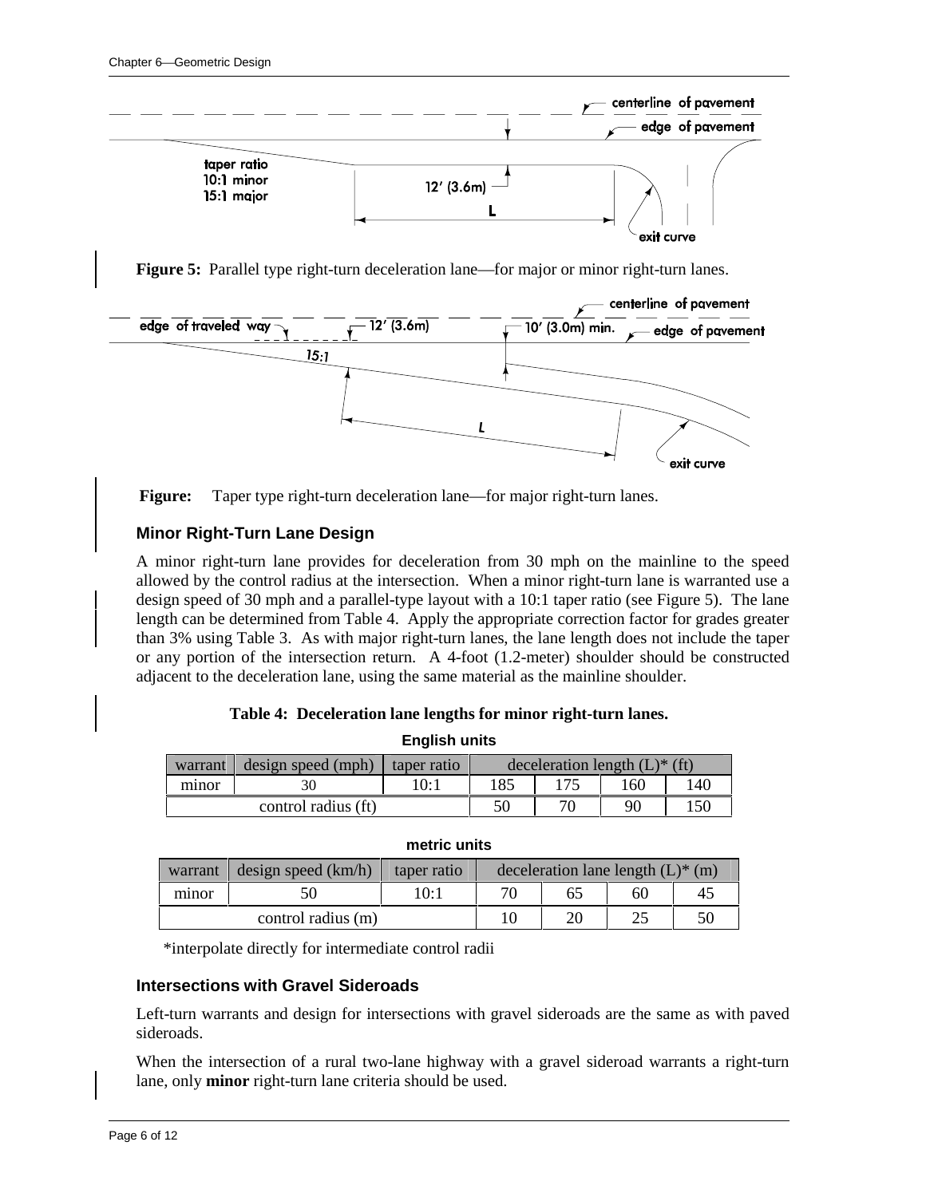**Figure 5:** Parallel type right-turn deceleration lane—for major or minor right-turn lanes.

**Figure:** Taper type right-turn deceleration lane—for major right-turn lanes.

### Minor Right-Turn Lane Design

A minor right-turn lane provides for deceleration from 30 mph on the mainline to the speed allowed by the control radius at the intersection. When a minor right-turn lane is warranted use a design speed of 30 mph and a parallel-type layout with a 10:1 taper ratio (see Figure 5). The lane length can be determined from Table 4. Apply the appropriate correction factor for grades greater than 3% using Table 3. As with major right-turn lanes, the lane length does not include the taper or any portion of the intersection return. A 4-foot (1.2-meter) shoulder should be constructed adjacent to the deceleration lane, using the same material as the mainline shoulder.

**Table 4: Deceleration lane lengths for minor right-turn lanes.**

**English units**

| warrant | design speed (mph) | taper ratio | deceleration length (L)* (ft) | | | |
|---|---|---|---|---|---|---|
| minor | 30 | 10:1 | 185 | 175 | 160 | 140 |
| control radius (ft) | | | 50 | 70 | 90 | 150 |

**metric units**

| warrant | design speed (km/h) | taper ratio | deceleration lane length (L)* (m) | | | |
|---|---|---|---|---|---|---|
| minor | 50 | 10:1 | 70 | 65 | 60 | 45 |
| control radius (m) | | | 10 | 20 | 25 | 50 |

*interpolate directly for intermediate control radii

### Intersections with Gravel Sideroads

Left-turn warrants and design for intersections with gravel sideroads are the same as with paved sideroads.

When the intersection of a rural two-lane highway with a gravel sideroad warrants a right-turn lane, only **minor** right-turn lane criteria should be used.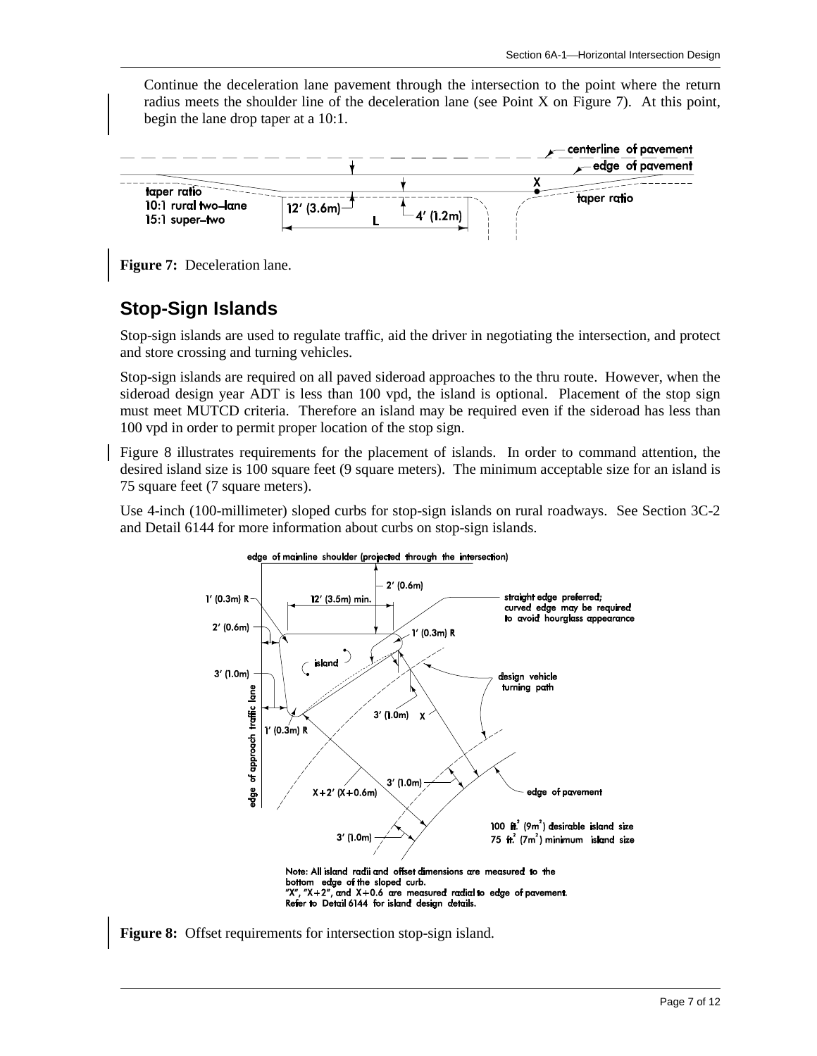Continue the deceleration lane pavement through the intersection to the point where the return radius meets the shoulder line of the deceleration lane (see Point X on Figure 7). At this point, begin the lane drop taper at a 10:1.

**Figure 7:** Deceleration lane.

## Stop-Sign Islands

Stop-sign islands are used to regulate traffic, aid the driver in negotiating the intersection, and protect and store crossing and turning vehicles.

Stop-sign islands are required on all paved sideroad approaches to the thru route. However, when the sideroad design year ADT is less than 100 vpd, the island is optional. Placement of the stop sign must meet MUTCD criteria. Therefore an island may be required even if the sideroad has less than 100 vpd in order to permit proper location of the stop sign.

Figure 8 illustrates requirements for the placement of islands. In order to command attention, the desired island size is 100 square feet (9 square meters). The minimum acceptable size for an island is 75 square feet (7 square meters).

Use 4-inch (100-millimeter) sloped curbs for stop-sign islands on rural roadways. See Section 3C-2 and Detail 6144 for more information about curbs on stop-sign islands.

**Figure 8:** Offset requirements for intersection stop-sign island.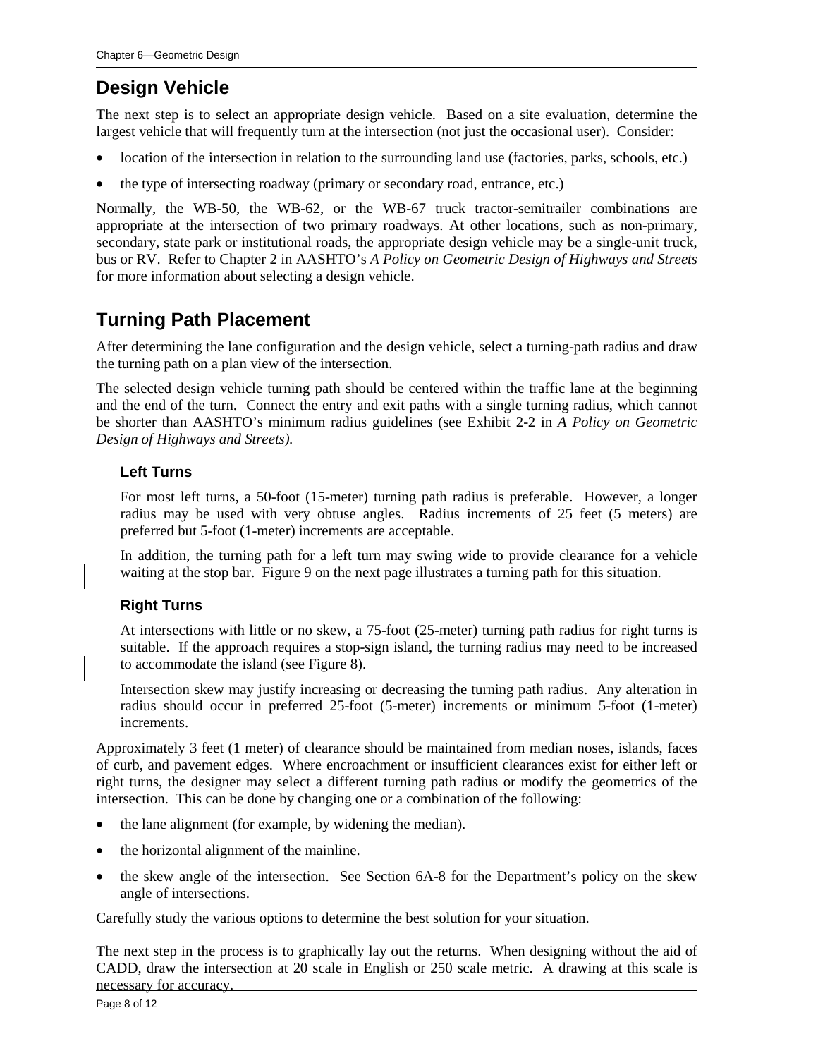## Design Vehicle

The next step is to select an appropriate design vehicle. Based on a site evaluation, determine the largest vehicle that will frequently turn at the intersection (not just the occasional user). Consider:

- location of the intersection in relation to the surrounding land use (factories, parks, schools, etc.)
- the type of intersecting roadway (primary or secondary road, entrance, etc.)

Normally, the WB-50, the WB-62, or the WB-67 truck tractor-semitrailer combinations are appropriate at the intersection of two primary roadways. At other locations, such as non-primary, secondary, state park or institutional roads, the appropriate design vehicle may be a single-unit truck, bus or RV. Refer to Chapter 2 in AASHTO's *A Policy on Geometric Design of Highways and Streets* for more information about selecting a design vehicle.

## Turning Path Placement

After determining the lane configuration and the design vehicle, select a turning-path radius and draw the turning path on a plan view of the intersection.

The selected design vehicle turning path should be centered within the traffic lane at the beginning and the end of the turn. Connect the entry and exit paths with a single turning radius, which cannot be shorter than AASHTO's minimum radius guidelines (see Exhibit 2-2 in *A Policy on Geometric Design of Highways and Streets).*

### Left Turns

For most left turns, a 50-foot (15-meter) turning path radius is preferable. However, a longer radius may be used with very obtuse angles. Radius increments of 25 feet (5 meters) are preferred but 5-foot (1-meter) increments are acceptable.

In addition, the turning path for a left turn may swing wide to provide clearance for a vehicle waiting at the stop bar. Figure 9 on the next page illustrates a turning path for this situation.

### Right Turns

At intersections with little or no skew, a 75-foot (25-meter) turning path radius for right turns is suitable. If the approach requires a stop-sign island, the turning radius may need to be increased to accommodate the island (see Figure 8).

Intersection skew may justify increasing or decreasing the turning path radius. Any alteration in radius should occur in preferred 25-foot (5-meter) increments or minimum 5-foot (1-meter) increments.

Approximately 3 feet (1 meter) of clearance should be maintained from median noses, islands, faces of curb, and pavement edges. Where encroachment or insufficient clearances exist for either left or right turns, the designer may select a different turning path radius or modify the geometrics of the intersection. This can be done by changing one or a combination of the following:

- the lane alignment (for example, by widening the median).
- the horizontal alignment of the mainline.
- the skew angle of the intersection. See Section 6A-8 for the Department's policy on the skew angle of intersections.

Carefully study the various options to determine the best solution for your situation.

The next step in the process is to graphically lay out the returns. When designing without the aid of CADD, draw the intersection at 20 scale in English or 250 scale metric. A drawing at this scale is necessary for accuracy.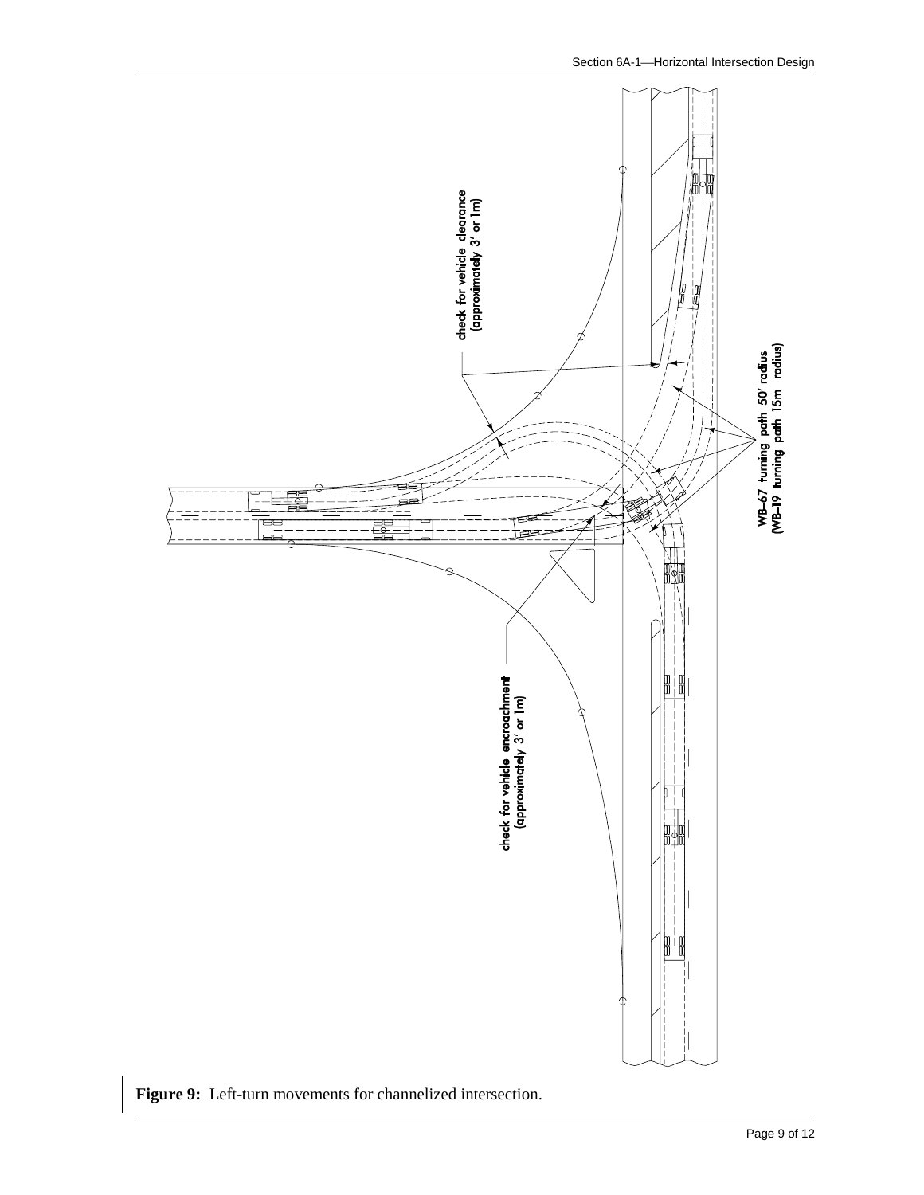check for vehicle clearance (approximately 3' or 1m)

WB-67 turning path 50' radius (WB-19 turning path 15m radius)

check for vehicle encroachment (approximately 3' or 1m)

**Figure 9:** Left-turn movements for channelized intersection.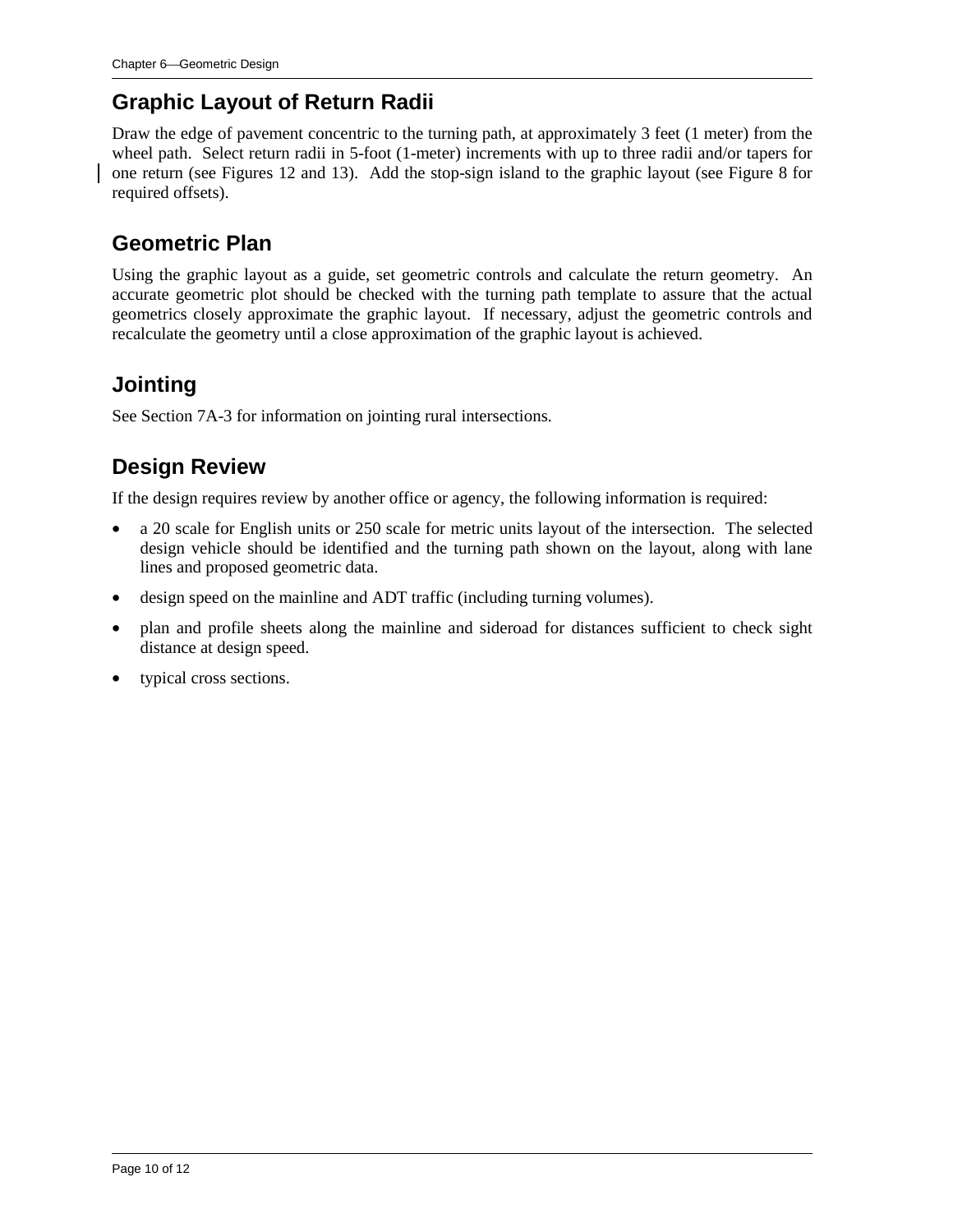## Graphic Layout of Return Radii

Draw the edge of pavement concentric to the turning path, at approximately 3 feet (1 meter) from the wheel path. Select return radii in 5-foot (1-meter) increments with up to three radii and/or tapers for one return (see Figures 12 and 13). Add the stop-sign island to the graphic layout (see Figure 8 for required offsets).

## Geometric Plan

Using the graphic layout as a guide, set geometric controls and calculate the return geometry. An accurate geometric plot should be checked with the turning path template to assure that the actual geometrics closely approximate the graphic layout. If necessary, adjust the geometric controls and recalculate the geometry until a close approximation of the graphic layout is achieved.

## Jointing

See Section 7A-3 for information on jointing rural intersections.

## Design Review

If the design requires review by another office or agency, the following information is required:

- a 20 scale for English units or 250 scale for metric units layout of the intersection. The selected design vehicle should be identified and the turning path shown on the layout, along with lane lines and proposed geometric data.
- design speed on the mainline and ADT traffic (including turning volumes).
- plan and profile sheets along the mainline and sideroad for distances sufficient to check sight distance at design speed.
- typical cross sections.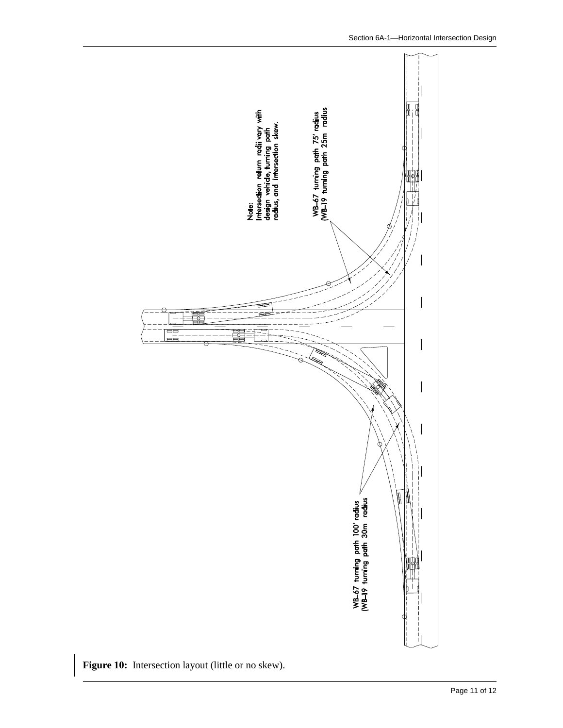Note:
Intersection return radii vary with design vehicle, turning path radius, and intersection skew.

WB-67 turning path 75' radius
(WB-19 turning path 25m radius

WB-67 turning path 100' radius
(WB-19 turning path 30m radius

**Figure 10:** Intersection layout (little or no skew).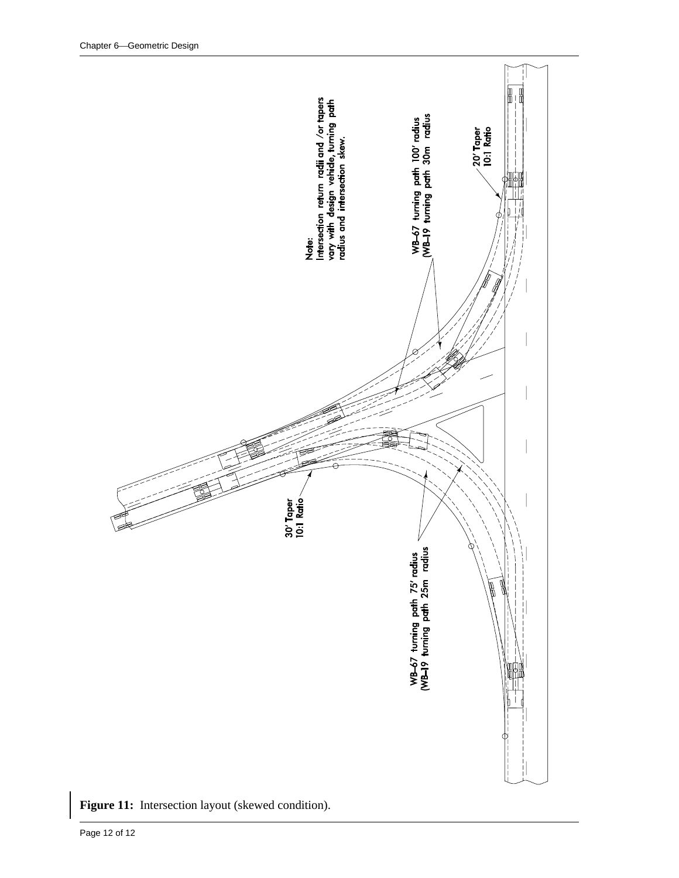Note:
Intersection return radii and /or tapers vary with design vehicle, turning path radius and intersection skew.

WB-67 turning path 100' radius
(WB-19 turning path 30m radius

20' Taper
10:1 Ratio

30' Taper
10:1 Ratio

WB-67 turning path 75' radius
(WB-19 turning path 25m radius

**Figure 11:** Intersection layout (skewed condition).